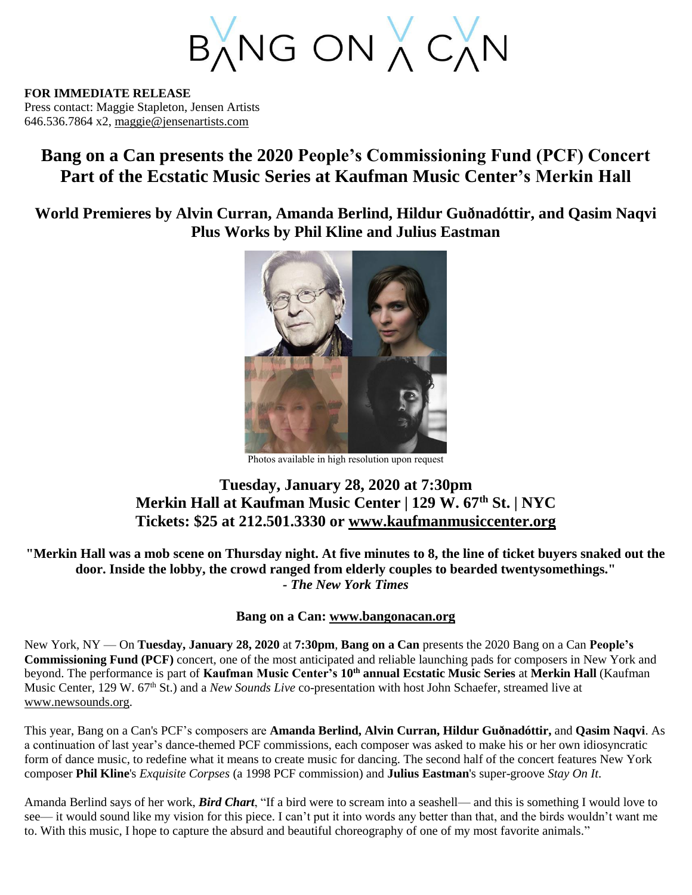# BANG ON A CAN

**FOR IMMEDIATE RELEASE**
Press contact: Maggie Stapleton, Jensen Artists
646.536.7864 x2, maggie@jensenartists.com

## Bang on a Can presents the 2020 People's Commissioning Fund (PCF) Concert Part of the Ecstatic Music Series at Kaufman Music Center's Merkin Hall

### World Premieres by Alvin Curran, Amanda Berlind, Hildur Guðnadóttir, and Qasim Naqvi Plus Works by Phil Kline and Julius Eastman

Photos available in high resolution upon request

### Tuesday, January 28, 2020 at 7:30pm
### Merkin Hall at Kaufman Music Center | 129 W. 67th St. | NYC
### Tickets: $25 at 212.501.3330 or www.kaufmanmusiccenter.org

**"Merkin Hall was a mob scene on Thursday night. At five minutes to 8, the line of ticket buyers snaked out the door. Inside the lobby, the crowd ranged from elderly couples to bearded twentysomethings."**
**- *The New York Times***

**Bang on a Can: www.bangonacan.org**

New York, NY — On **Tuesday, January 28, 2020** at **7:30pm**, **Bang on a Can** presents the 2020 Bang on a Can **People's Commissioning Fund (PCF)** concert, one of the most anticipated and reliable launching pads for composers in New York and beyond. The performance is part of **Kaufman Music Center's 10th annual Ecstatic Music Series** at **Merkin Hall** (Kaufman Music Center, 129 W. 67th St.) and a *New Sounds Live* co-presentation with host John Schaefer, streamed live at www.newsounds.org.

This year, Bang on a Can's PCF's composers are **Amanda Berlind, Alvin Curran, Hildur Guðnadóttir,** and **Qasim Naqvi**. As a continuation of last year's dance-themed PCF commissions, each composer was asked to make his or her own idiosyncratic form of dance music, to redefine what it means to create music for dancing. The second half of the concert features New York composer **Phil Kline**'s *Exquisite Corpses* (a 1998 PCF commission) and **Julius Eastman**'s super-groove *Stay On It*.

Amanda Berlind says of her work, ***Bird Chart***, "If a bird were to scream into a seashell— and this is something I would love to see— it would sound like my vision for this piece. I can't put it into words any better than that, and the birds wouldn't want me to. With this music, I hope to capture the absurd and beautiful choreography of one of my most favorite animals."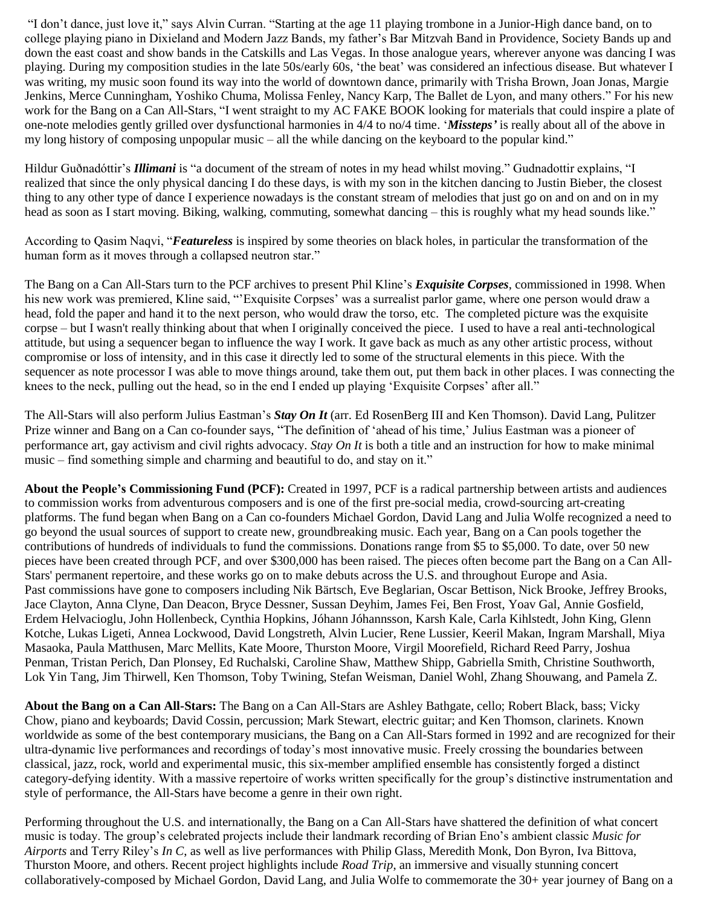"I don't dance, just love it," says Alvin Curran. "Starting at the age 11 playing trombone in a Junior-High dance band, on to college playing piano in Dixieland and Modern Jazz Bands, my father's Bar Mitzvah Band in Providence, Society Bands up and down the east coast and show bands in the Catskills and Las Vegas. In those analogue years, wherever anyone was dancing I was playing. During my composition studies in the late 50s/early 60s, 'the beat' was considered an infectious disease. But whatever I was writing, my music soon found its way into the world of downtown dance, primarily with Trisha Brown, Joan Jonas, Margie Jenkins, Merce Cunningham, Yoshiko Chuma, Molissa Fenley, Nancy Karp, The Ballet de Lyon, and many others." For his new work for the Bang on a Can All-Stars, "I went straight to my AC FAKE BOOK looking for materials that could inspire a plate of one-note melodies gently grilled over dysfunctional harmonies in 4/4 to no/4 time. '***Missteps'*** is really about all of the above in my long history of composing unpopular music – all the while dancing on the keyboard to the popular kind."

Hildur Guðnadóttir's ***Illimani*** is "a document of the stream of notes in my head whilst moving." Gudnadottir explains, "I realized that since the only physical dancing I do these days, is with my son in the kitchen dancing to Justin Bieber, the closest thing to any other type of dance I experience nowadays is the constant stream of melodies that just go on and on and on in my head as soon as I start moving. Biking, walking, commuting, somewhat dancing – this is roughly what my head sounds like."

According to Qasim Naqvi, "***Featureless*** is inspired by some theories on black holes, in particular the transformation of the human form as it moves through a collapsed neutron star."

The Bang on a Can All-Stars turn to the PCF archives to present Phil Kline's ***Exquisite Corpses***, commissioned in 1998. When his new work was premiered, Kline said, "'Exquisite Corpses' was a surrealist parlor game, where one person would draw a head, fold the paper and hand it to the next person, who would draw the torso, etc. The completed picture was the exquisite corpse – but I wasn't really thinking about that when I originally conceived the piece. I used to have a real anti-technological attitude, but using a sequencer began to influence the way I work. It gave back as much as any other artistic process, without compromise or loss of intensity, and in this case it directly led to some of the structural elements in this piece. With the sequencer as note processor I was able to move things around, take them out, put them back in other places. I was connecting the knees to the neck, pulling out the head, so in the end I ended up playing 'Exquisite Corpses' after all."

The All-Stars will also perform Julius Eastman's ***Stay On It*** (arr. Ed RosenBerg III and Ken Thomson). David Lang, Pulitzer Prize winner and Bang on a Can co-founder says, "The definition of 'ahead of his time,' Julius Eastman was a pioneer of performance art, gay activism and civil rights advocacy. *Stay On It* is both a title and an instruction for how to make minimal music – find something simple and charming and beautiful to do, and stay on it."

**About the People's Commissioning Fund (PCF):** Created in 1997, PCF is a radical partnership between artists and audiences to commission works from adventurous composers and is one of the first pre-social media, crowd-sourcing art-creating platforms. The fund began when Bang on a Can co-founders Michael Gordon, David Lang and Julia Wolfe recognized a need to go beyond the usual sources of support to create new, groundbreaking music. Each year, Bang on a Can pools together the contributions of hundreds of individuals to fund the commissions. Donations range from $5 to $5,000. To date, over 50 new pieces have been created through PCF, and over $300,000 has been raised. The pieces often become part the Bang on a Can All-Stars' permanent repertoire, and these works go on to make debuts across the U.S. and throughout Europe and Asia.
Past commissions have gone to composers including Nik Bärtsch, Eve Beglarian, Oscar Bettison, Nick Brooke, Jeffrey Brooks, Jace Clayton, Anna Clyne, Dan Deacon, Bryce Dessner, Sussan Deyhim, James Fei, Ben Frost, Yoav Gal, Annie Gosfield, Erdem Helvacioglu, John Hollenbeck, Cynthia Hopkins, Jóhann Jóhannsson, Karsh Kale, Carla Kihlstedt, John King, Glenn Kotche, Lukas Ligeti, Annea Lockwood, David Longstreth, Alvin Lucier, Rene Lussier, Keeril Makan, Ingram Marshall, Miya Masaoka, Paula Matthusen, Marc Mellits, Kate Moore, Thurston Moore, Virgil Moorefield, Richard Reed Parry, Joshua Penman, Tristan Perich, Dan Plonsey, Ed Ruchalski, Caroline Shaw, Matthew Shipp, Gabriella Smith, Christine Southworth, Lok Yin Tang, Jim Thirwell, Ken Thomson, Toby Twining, Stefan Weisman, Daniel Wohl, Zhang Shouwang, and Pamela Z.

**About the Bang on a Can All-Stars:** The Bang on a Can All-Stars are Ashley Bathgate, cello; Robert Black, bass; Vicky Chow, piano and keyboards; David Cossin, percussion; Mark Stewart, electric guitar; and Ken Thomson, clarinets. Known worldwide as some of the best contemporary musicians, the Bang on a Can All-Stars formed in 1992 and are recognized for their ultra-dynamic live performances and recordings of today's most innovative music. Freely crossing the boundaries between classical, jazz, rock, world and experimental music, this six-member amplified ensemble has consistently forged a distinct category-defying identity. With a massive repertoire of works written specifically for the group's distinctive instrumentation and style of performance, the All-Stars have become a genre in their own right.

Performing throughout the U.S. and internationally, the Bang on a Can All-Stars have shattered the definition of what concert music is today. The group's celebrated projects include their landmark recording of Brian Eno's ambient classic *Music for Airports* and Terry Riley's *In C*, as well as live performances with Philip Glass, Meredith Monk, Don Byron, Iva Bittova, Thurston Moore, and others. Recent project highlights include *Road Trip*, an immersive and visually stunning concert collaboratively-composed by Michael Gordon, David Lang, and Julia Wolfe to commemorate the 30+ year journey of Bang on a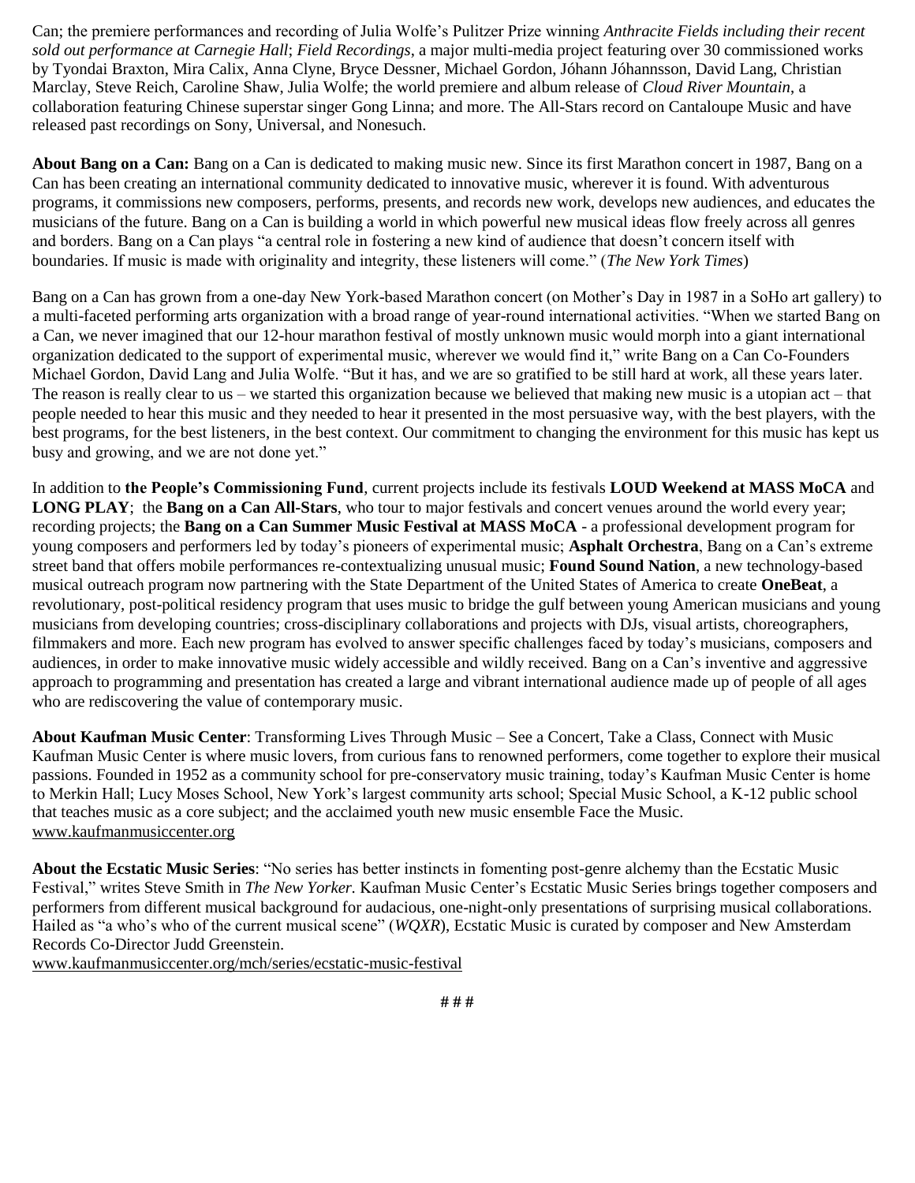Can; the premiere performances and recording of Julia Wolfe's Pulitzer Prize winning *Anthracite Fields including their recent sold out performance at Carnegie Hall*; *Field Recordings*, a major multi-media project featuring over 30 commissioned works by Tyondai Braxton, Mira Calix, Anna Clyne, Bryce Dessner, Michael Gordon, Jóhann Jóhannsson, David Lang, Christian Marclay, Steve Reich, Caroline Shaw, Julia Wolfe; the world premiere and album release of *Cloud River Mountain*, a collaboration featuring Chinese superstar singer Gong Linna; and more. The All-Stars record on Cantaloupe Music and have released past recordings on Sony, Universal, and Nonesuch.

**About Bang on a Can:** Bang on a Can is dedicated to making music new. Since its first Marathon concert in 1987, Bang on a Can has been creating an international community dedicated to innovative music, wherever it is found. With adventurous programs, it commissions new composers, performs, presents, and records new work, develops new audiences, and educates the musicians of the future. Bang on a Can is building a world in which powerful new musical ideas flow freely across all genres and borders. Bang on a Can plays "a central role in fostering a new kind of audience that doesn't concern itself with boundaries. If music is made with originality and integrity, these listeners will come." (*The New York Times*)

Bang on a Can has grown from a one-day New York-based Marathon concert (on Mother's Day in 1987 in a SoHo art gallery) to a multi-faceted performing arts organization with a broad range of year-round international activities. "When we started Bang on a Can, we never imagined that our 12-hour marathon festival of mostly unknown music would morph into a giant international organization dedicated to the support of experimental music, wherever we would find it," write Bang on a Can Co-Founders Michael Gordon, David Lang and Julia Wolfe. "But it has, and we are so gratified to be still hard at work, all these years later. The reason is really clear to us – we started this organization because we believed that making new music is a utopian act – that people needed to hear this music and they needed to hear it presented in the most persuasive way, with the best players, with the best programs, for the best listeners, in the best context. Our commitment to changing the environment for this music has kept us busy and growing, and we are not done yet."

In addition to **the People's Commissioning Fund**, current projects include its festivals **LOUD Weekend at MASS MoCA** and **LONG PLAY**; the **Bang on a Can All-Stars**, who tour to major festivals and concert venues around the world every year; recording projects; the **Bang on a Can Summer Music Festival at MASS MoCA** - a professional development program for young composers and performers led by today's pioneers of experimental music; **Asphalt Orchestra**, Bang on a Can's extreme street band that offers mobile performances re-contextualizing unusual music; **Found Sound Nation**, a new technology-based musical outreach program now partnering with the State Department of the United States of America to create **OneBeat**, a revolutionary, post-political residency program that uses music to bridge the gulf between young American musicians and young musicians from developing countries; cross-disciplinary collaborations and projects with DJs, visual artists, choreographers, filmmakers and more. Each new program has evolved to answer specific challenges faced by today's musicians, composers and audiences, in order to make innovative music widely accessible and wildly received. Bang on a Can's inventive and aggressive approach to programming and presentation has created a large and vibrant international audience made up of people of all ages who are rediscovering the value of contemporary music.

**About Kaufman Music Center**: Transforming Lives Through Music – See a Concert, Take a Class, Connect with Music Kaufman Music Center is where music lovers, from curious fans to renowned performers, come together to explore their musical passions. Founded in 1952 as a community school for pre-conservatory music training, today's Kaufman Music Center is home to Merkin Hall; Lucy Moses School, New York's largest community arts school; Special Music School, a K-12 public school that teaches music as a core subject; and the acclaimed youth new music ensemble Face the Music.
www.kaufmanmusiccenter.org

**About the Ecstatic Music Series**: "No series has better instincts in fomenting post-genre alchemy than the Ecstatic Music Festival," writes Steve Smith in *The New Yorker*. Kaufman Music Center's Ecstatic Music Series brings together composers and performers from different musical background for audacious, one-night-only presentations of surprising musical collaborations. Hailed as "a who's who of the current musical scene" (*WQXR*), Ecstatic Music is curated by composer and New Amsterdam Records Co-Director Judd Greenstein.
www.kaufmanmusiccenter.org/mch/series/ecstatic-music-festival

**# # #**